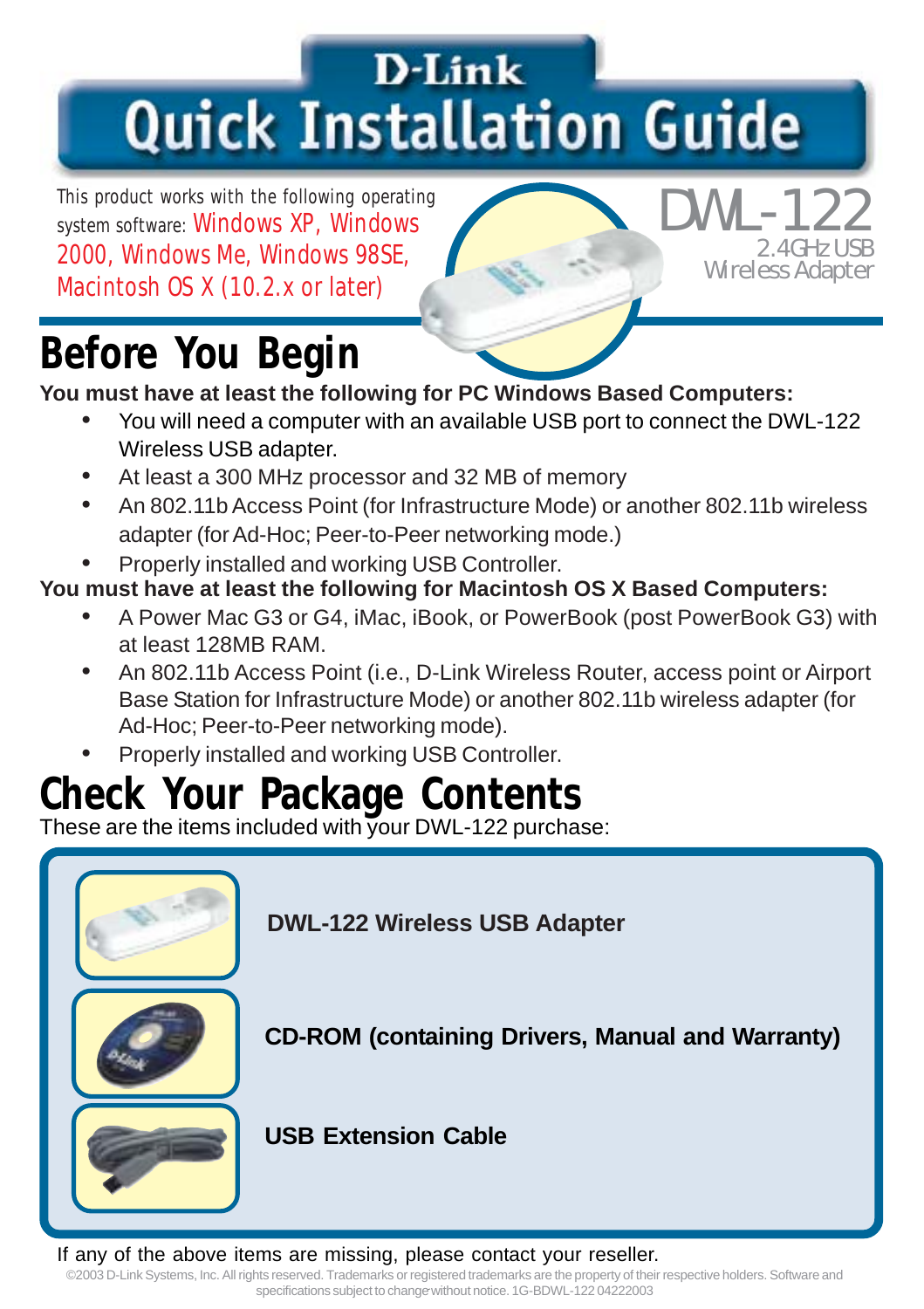# D-Link Quick Installation Guide

This product works with the following operating system software: Windows XP, Windows 2000, Windows Me, Windows 98SE, Macintosh OS X (10.2.x or later)

**DWL-122**
2.4GHz USB Wireless Adapter

## Before You Begin

**You must have at least the following for PC Windows Based Computers:**

- You will need a computer with an available USB port to connect the DWL-122 Wireless USB adapter.
- At least a 300 MHz processor and 32 MB of memory
- An 802.11b Access Point (for Infrastructure Mode) or another 802.11b wireless adapter (for Ad-Hoc; Peer-to-Peer networking mode.)
- Properly installed and working USB Controller.

**You must have at least the following for Macintosh OS X Based Computers:**

- A Power Mac G3 or G4, iMac, iBook, or PowerBook (post PowerBook G3) with at least 128MB RAM.
- An 802.11b Access Point (i.e., D-Link Wireless Router, access point or Airport Base Station for Infrastructure Mode) or another 802.11b wireless adapter (for Ad-Hoc; Peer-to-Peer networking mode).
- Properly installed and working USB Controller.

## Check Your Package Contents

These are the items included with your DWL-122 purchase:

- **DWL-122 Wireless USB Adapter**
- **CD-ROM (containing Drivers, Manual and Warranty)**
- **USB Extension Cable**

If any of the above items are missing, please contact your reseller.

©2003 D-Link Systems, Inc. All rights reserved. Trademarks or registered trademarks are the property of their respective holders. Software and specifications subject to change without notice. 1G-BDWL-122 04222003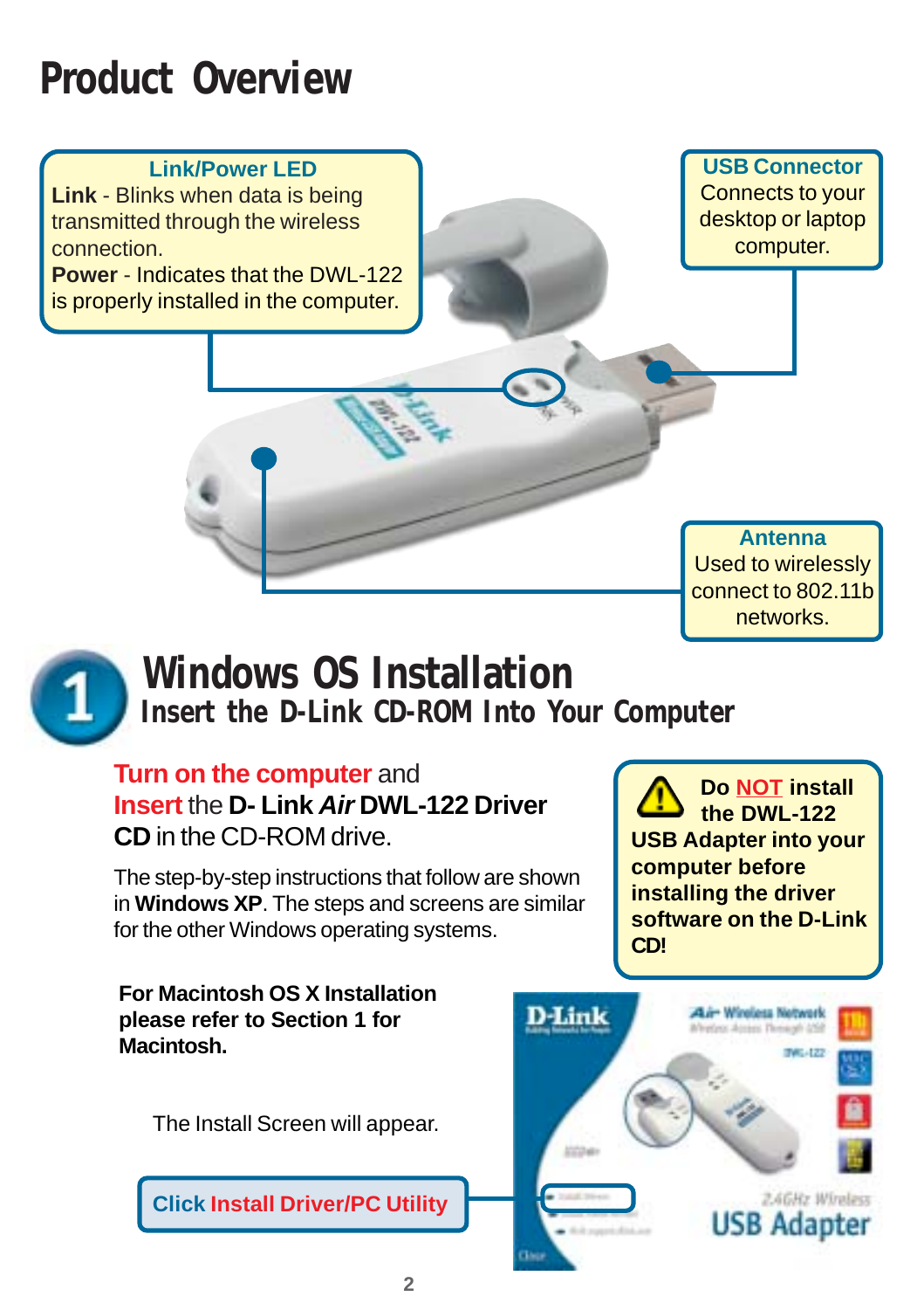# Product Overview

**Link/Power LED**

**Link** - Blinks when data is being transmitted through the wireless connection.

**Power** - Indicates that the DWL-122 is properly installed in the computer.

**USB Connector**

Connects to your desktop or laptop computer.

**Antenna**

Used to wirelessly connect to 802.11b networks.

# 1 Windows OS Installation

## Insert the D-Link CD-ROM Into Your Computer

**Turn on the computer** and **Insert** the **D- Link *Air* DWL-122 Driver CD** in the CD-ROM drive.

The step-by-step instructions that follow are shown in **Windows XP**. The steps and screens are similar for the other Windows operating systems.

**Do NOT install the DWL-122 USB Adapter into your computer before installing the driver software on the D-Link CD!**

**For Macintosh OS X Installation please refer to Section 1 for Macintosh.**

The Install Screen will appear.

**Click Install Driver/PC Utility**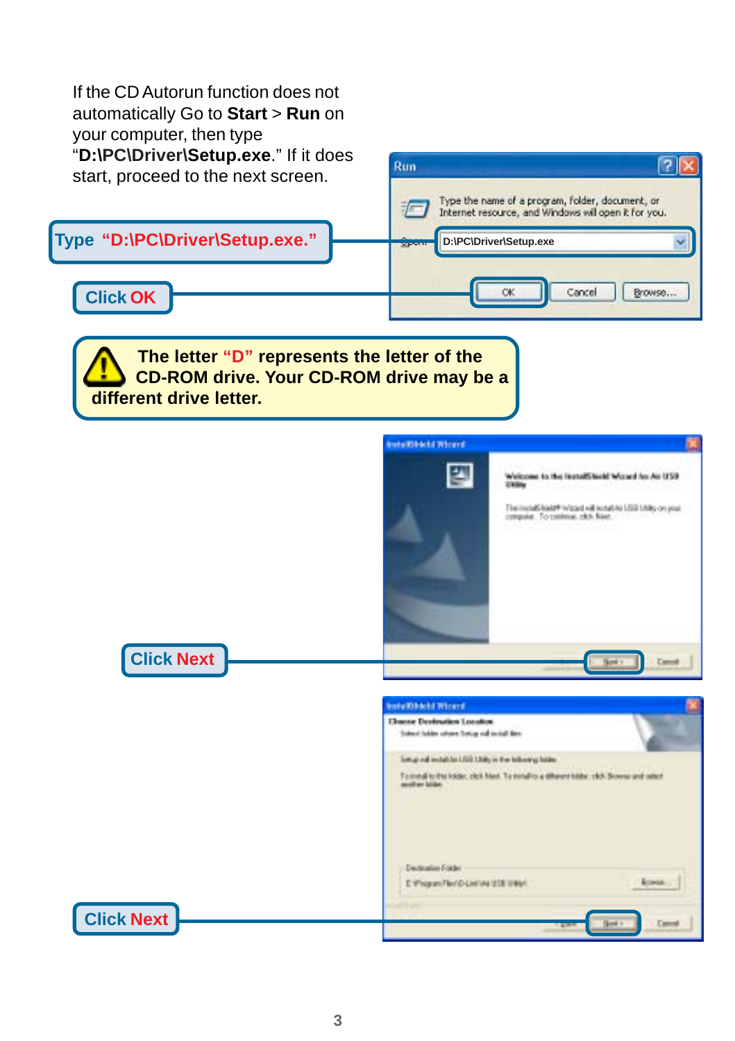If the CD Autorun function does not automatically Go to **Start** > **Run** on your computer, then type "**D:\PC\Driver\Setup.exe**." If it does start, proceed to the next screen.

**Type "D:\PC\Driver\Setup.exe."**

**Click OK**

**The letter "D" represents the letter of the CD-ROM drive. Your CD-ROM drive may be a different drive letter.**

**Click Next**

**Click Next**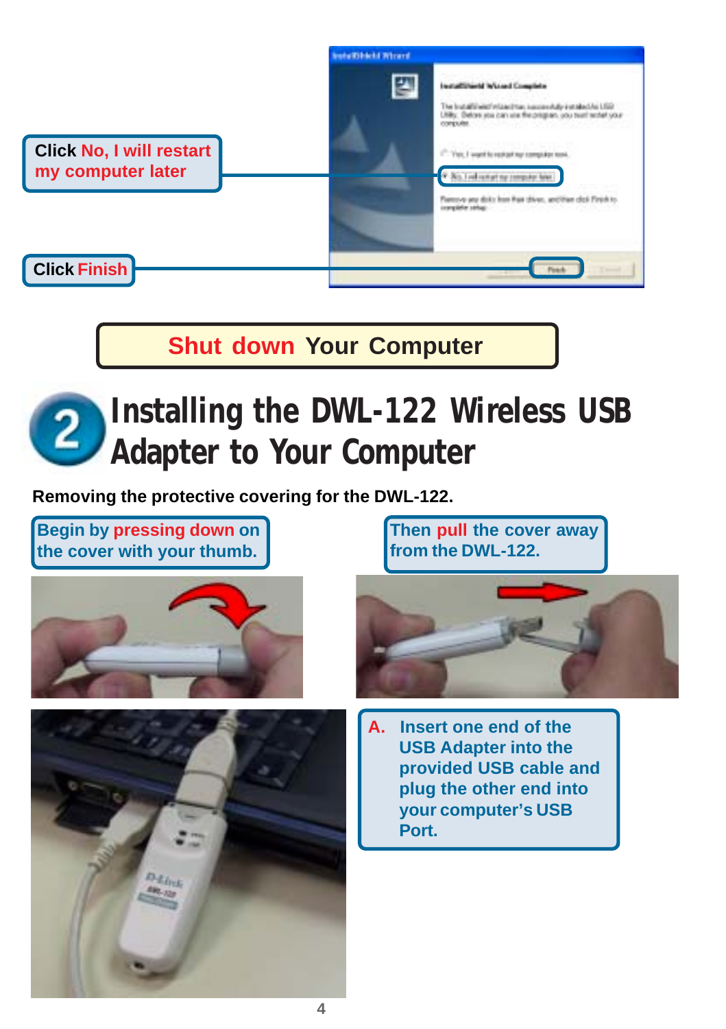Click **No, I will restart my computer later**

Click **Finish**

**Shut down Your Computer**

# 2 Installing the DWL-122 Wireless USB Adapter to Your Computer

**Removing the protective covering for the DWL-122.**

Begin by **pressing down** on the cover with your thumb.

Then **pull** the cover away from the DWL-122.

**A.** Insert one end of the USB Adapter into the provided USB cable and plug the other end into your computer's USB Port.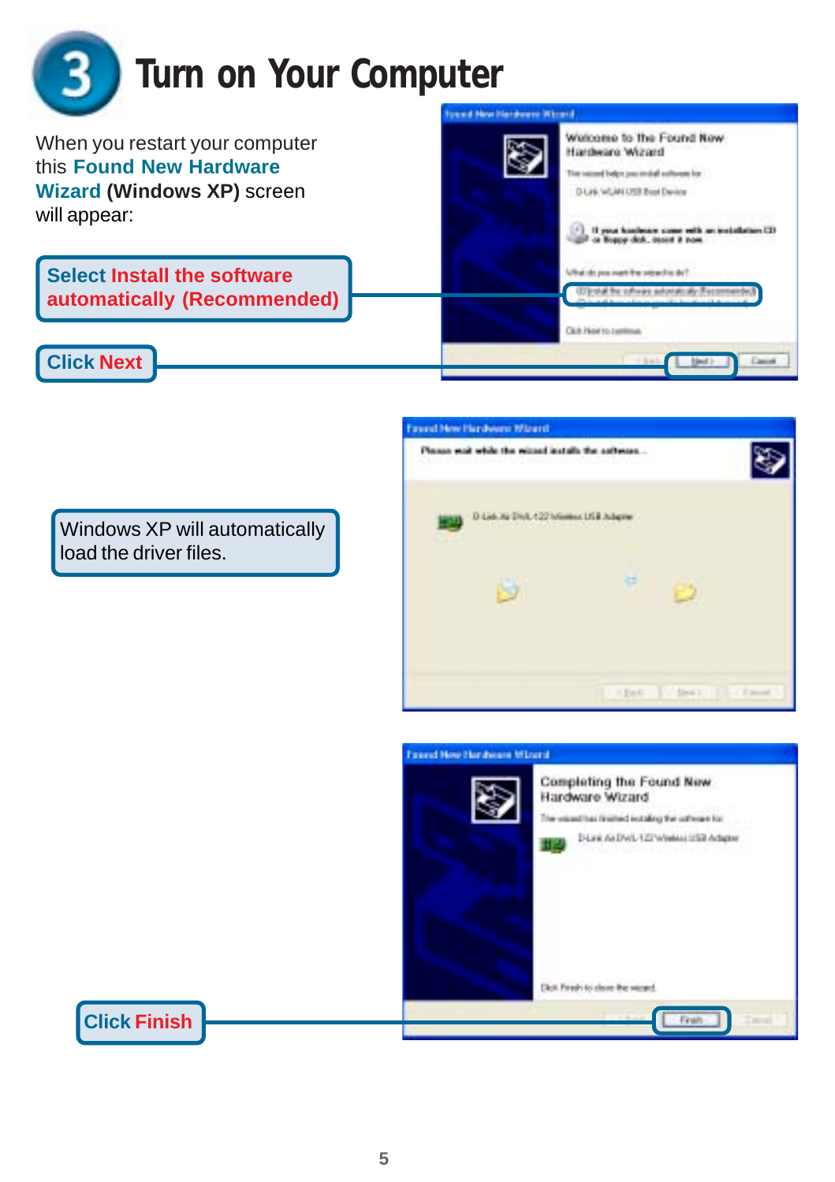# 3 Turn on Your Computer

When you restart your computer this **Found New Hardware Wizard (Windows XP)** screen will appear:

**Select Install the software automatically (Recommended)**

**Click Next**

Windows XP will automatically load the driver files.

**Click Finish**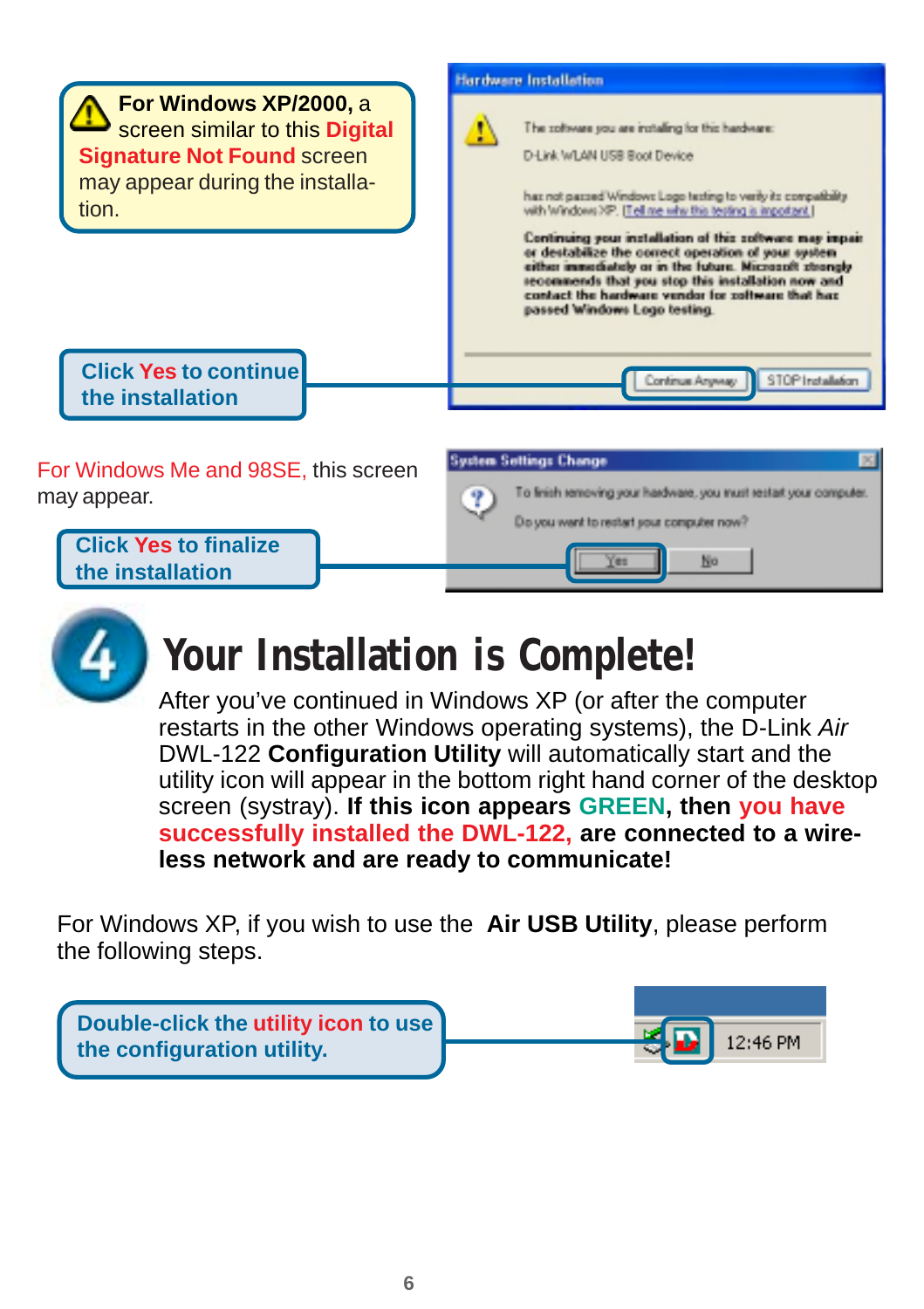**For Windows XP/2000,** a screen similar to this **Digital Signature Not Found** screen may appear during the installation.

**Click Yes to continue the installation**

For Windows Me and 98SE, this screen may appear.

**Click Yes to finalize the installation**

## 4 Your Installation is Complete!

After you've continued in Windows XP (or after the computer restarts in the other Windows operating systems), the D-Link *Air* DWL-122 **Configuration Utility** will automatically start and the utility icon will appear in the bottom right hand corner of the desktop screen (systray). **If this icon appears GREEN, then you have successfully installed the DWL-122, are connected to a wireless network and are ready to communicate!**

For Windows XP, if you wish to use the **Air USB Utility**, please perform the following steps.

**Double-click the utility icon to use the configuration utility.**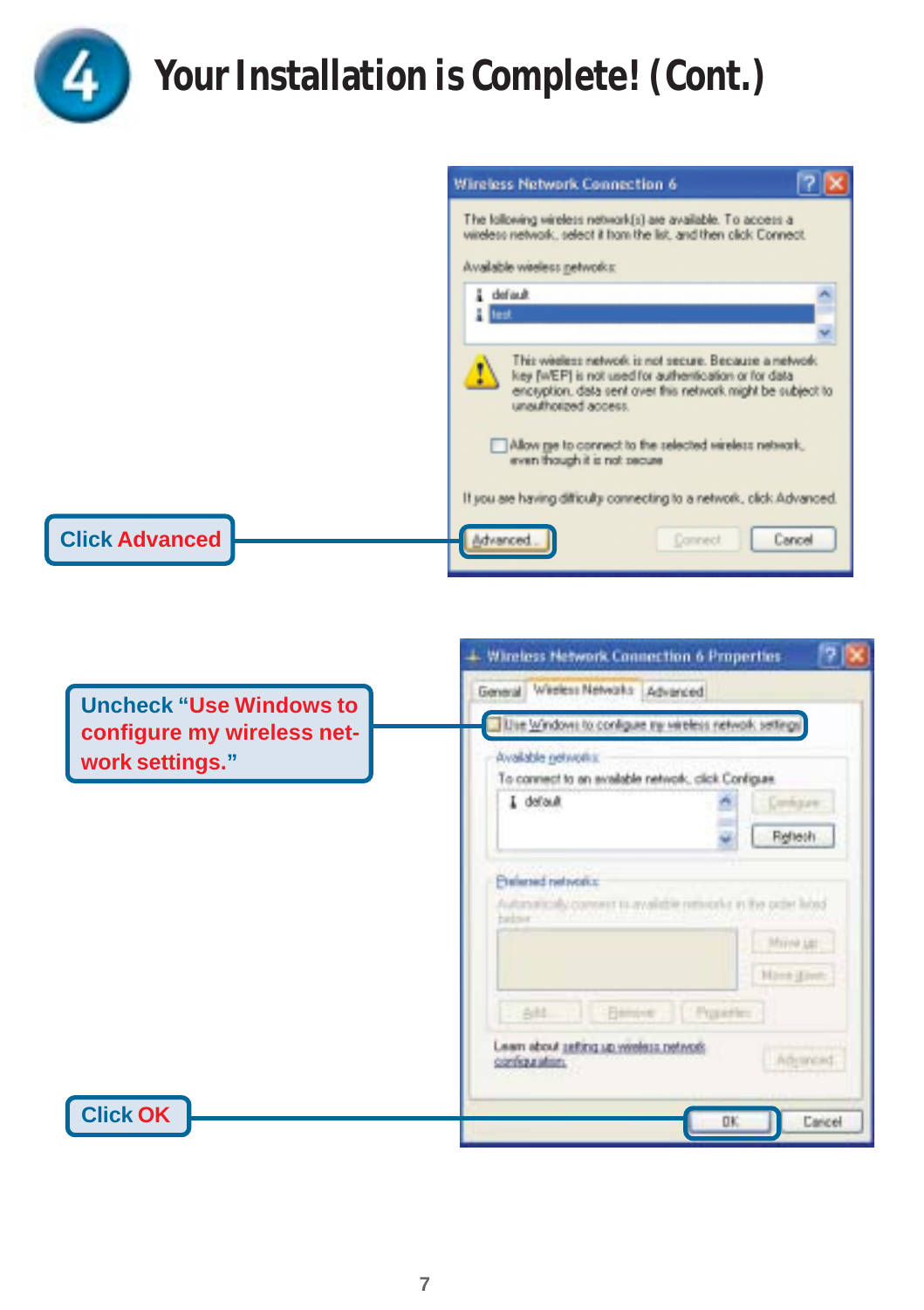# 4 Your Installation is Complete! (Cont.)

Wireless Network Connection 6

The following wireless network(s) are available. To access a wireless network, select it from the list, and then click Connect.

Available wireless networks:

- default
- test

This wireless network is not secure. Because a network key (WEP) is not used for authentication or for data encryption, data sent over this network might be subject to unauthorized access.

Allow me to connect to the selected wireless network, even though it is not secure

If you are having difficulty connecting to a network, click Advanced.

Advanced... | Connect | Cancel

**Click Advanced**

Wireless Network Connection 6 Properties

General | Wireless Networks | Advanced

Use Windows to configure my wireless network settings

Available networks:

To connect to an available network, click Configure.

- default

Configure | Refresh

Preferred networks:

Automatically connect to available networks in the order listed below:

Move up | Move down

Add... | Remove | Properties

Learn about setting up wireless network configuration.

Advanced

OK | Cancel

**Uncheck "Use Windows to configure my wireless network settings."**

**Click OK**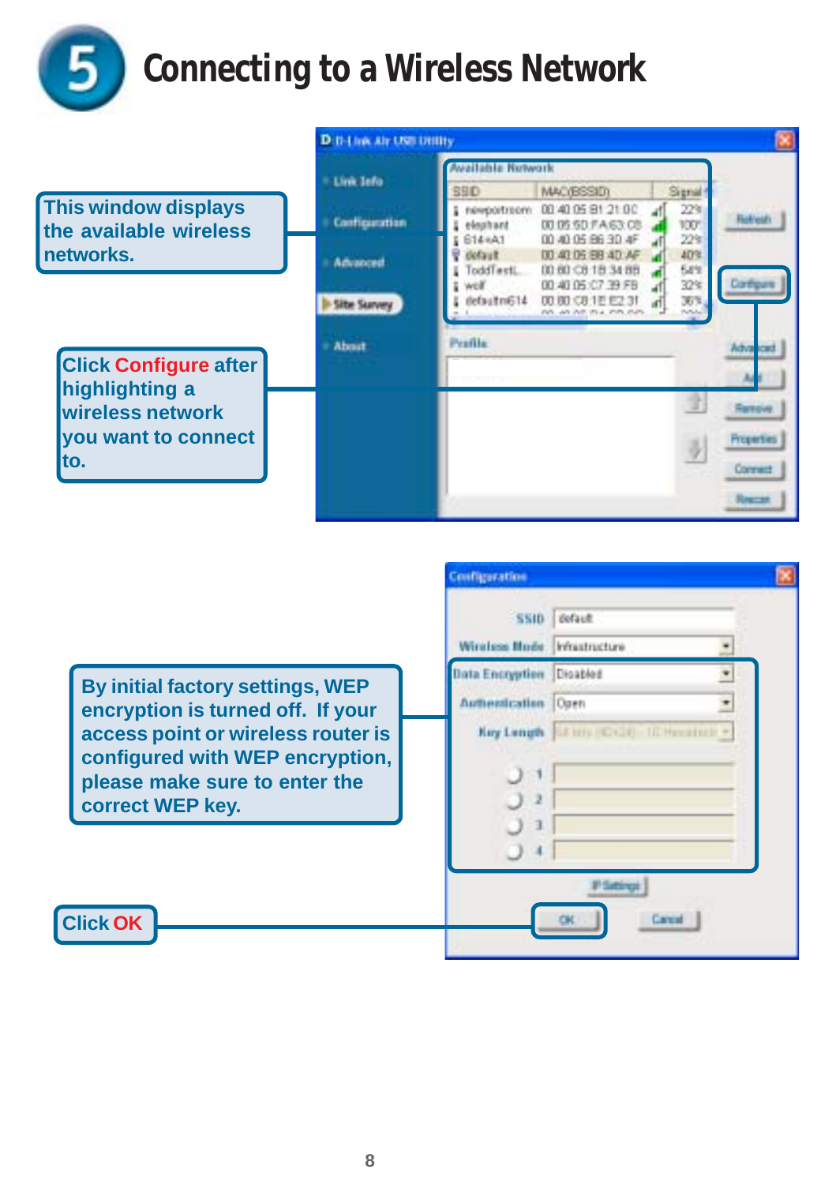# 5 Connecting to a Wireless Network

This window displays the available wireless networks.

Click Configure after highlighting a wireless network you want to connect to.

By initial factory settings, WEP encryption is turned off. If your access point or wireless router is configured with WEP encryption, please make sure to enter the correct WEP key.

Click OK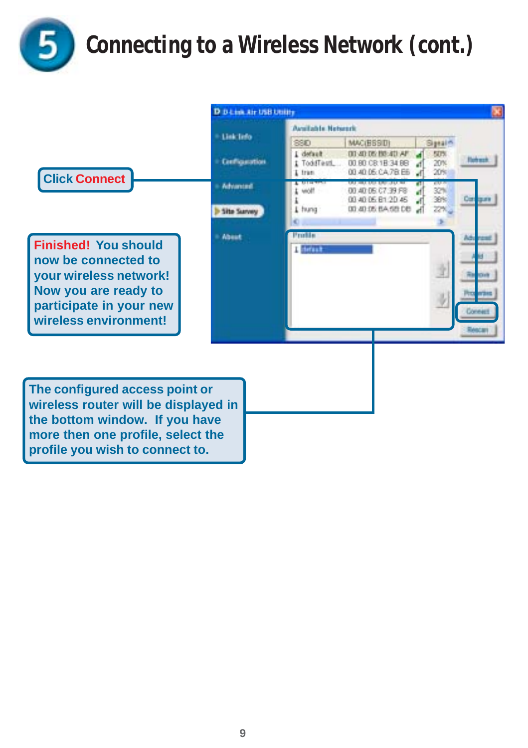# 5 Connecting to a Wireless Network (cont.)

**Click Connect**

**Finished!** You should now be connected to your wireless network! Now you are ready to participate in your new wireless environment!

The configured access point or wireless router will be displayed in the bottom window. If you have more then one profile, select the profile you wish to connect to.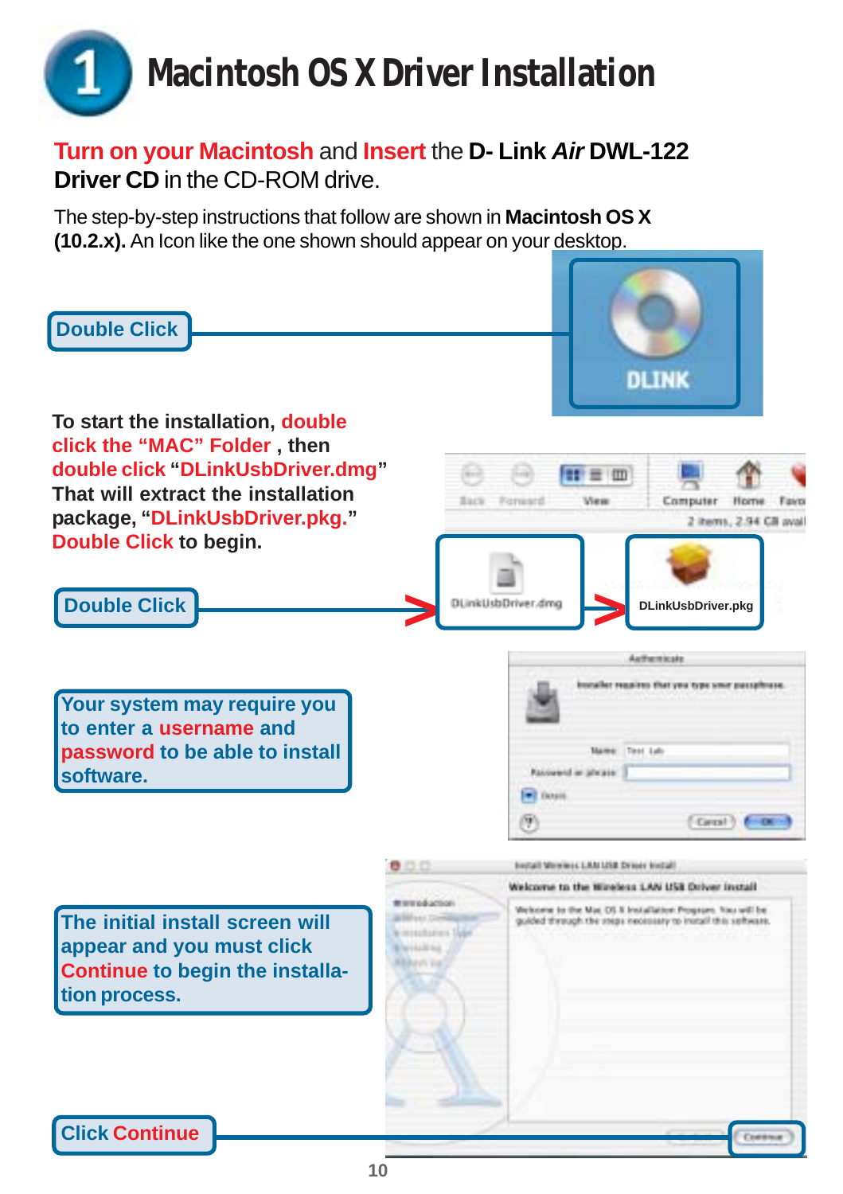# 1 Macintosh OS X Driver Installation

**Turn on your Macintosh** and **Insert** the **D- Link *Air* DWL-122 Driver CD** in the CD-ROM drive.

The step-by-step instructions that follow are shown in **Macintosh OS X (10.2.x).** An Icon like the one shown should appear on your desktop.

**Double Click**

DLINK

**To start the installation, double click the "MAC" Folder , then double click "DLinkUsbDriver.dmg" That will extract the installation package, "DLinkUsbDriver.pkg." Double Click to begin.**

**Double Click**

DLinkUsbDriver.dmg

DLinkUsbDriver.pkg

**Your system may require you to enter a username and password to be able to install software.**

**The initial install screen will appear and you must click Continue to begin the installation process.**

**Click Continue**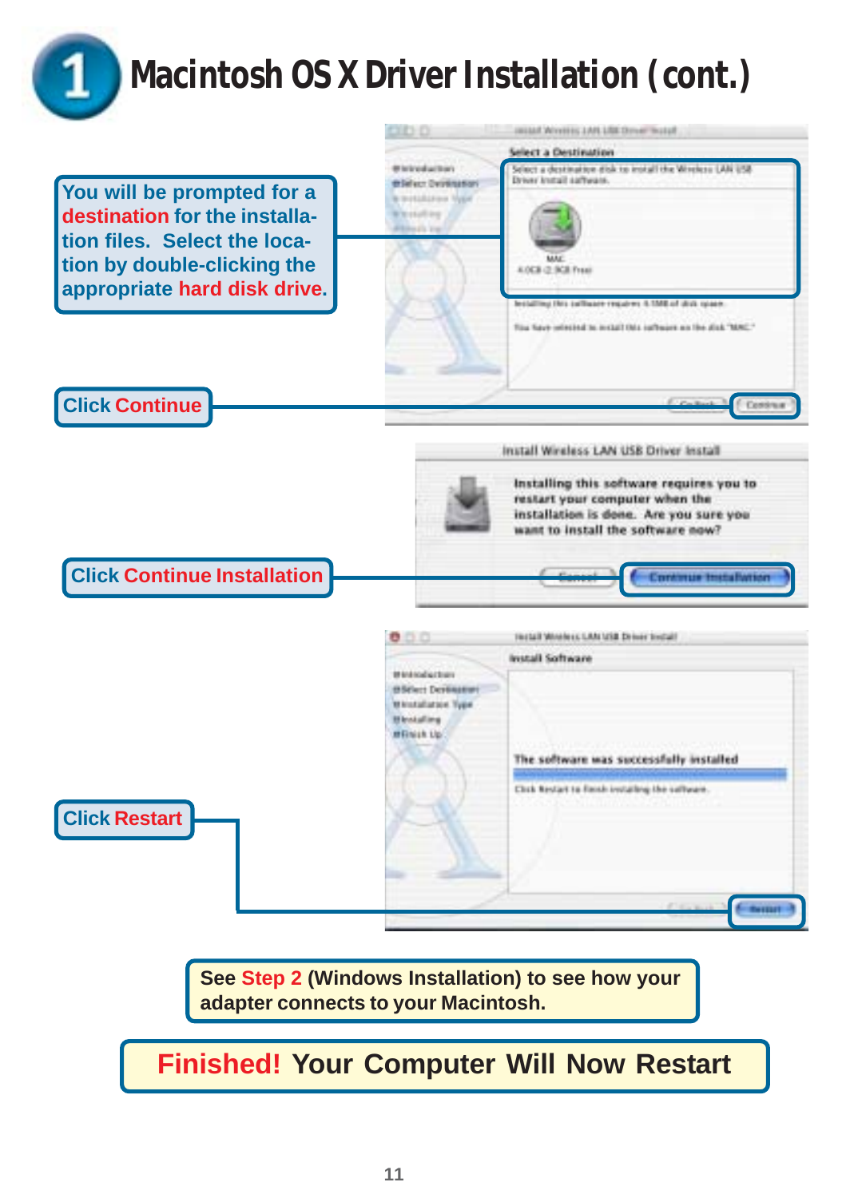# 1 Macintosh OS X Driver Installation (cont.)

You will be prompted for a **destination** for the installation files. Select the location by double-clicking the appropriate **hard disk drive**.

Click **Continue**

Click **Continue Installation**

Click **Restart**

See **Step 2** (Windows Installation) to see how your adapter connects to your Macintosh.

**Finished!** Your Computer Will Now Restart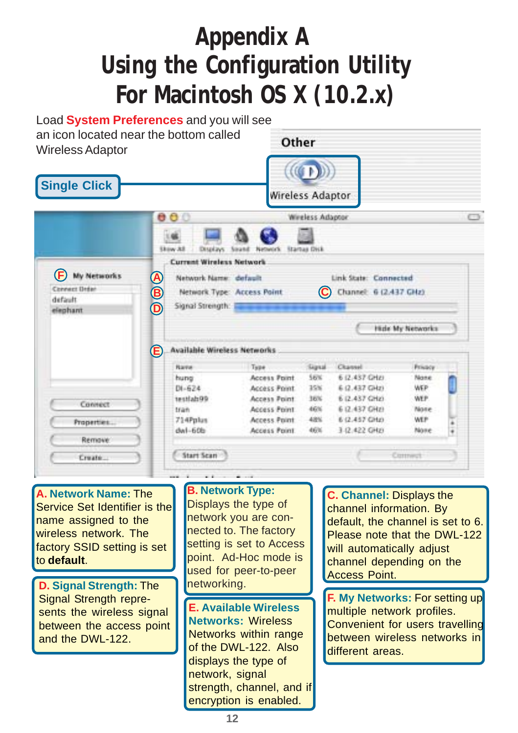# Appendix A
# Using the Configuration Utility For Macintosh OS X (10.2.x)

Load **System Preferences** and you will see an icon located near the bottom called Wireless Adaptor

**Single Click**

Other

Wireless Adaptor

**A. Network Name:** The Service Set Identifier is the name assigned to the wireless network. The factory SSID setting is set to **default**.

**D. Signal Strength:** The Signal Strength represents the wireless signal between the access point and the DWL-122.

**B. Network Type:** Displays the type of network you are connected to. The factory setting is set to Access point. Ad-Hoc mode is used for peer-to-peer networking.

**E. Available Wireless Networks:** Wireless Networks within range of the DWL-122. Also displays the type of network, signal strength, channel, and if encryption is enabled.

**C. Channel:** Displays the channel information. By default, the channel is set to 6. Please note that the DWL-122 will automatically adjust channel depending on the Access Point.

**F. My Networks:** For setting up multiple network profiles. Convenient for users travelling between wireless networks in different areas.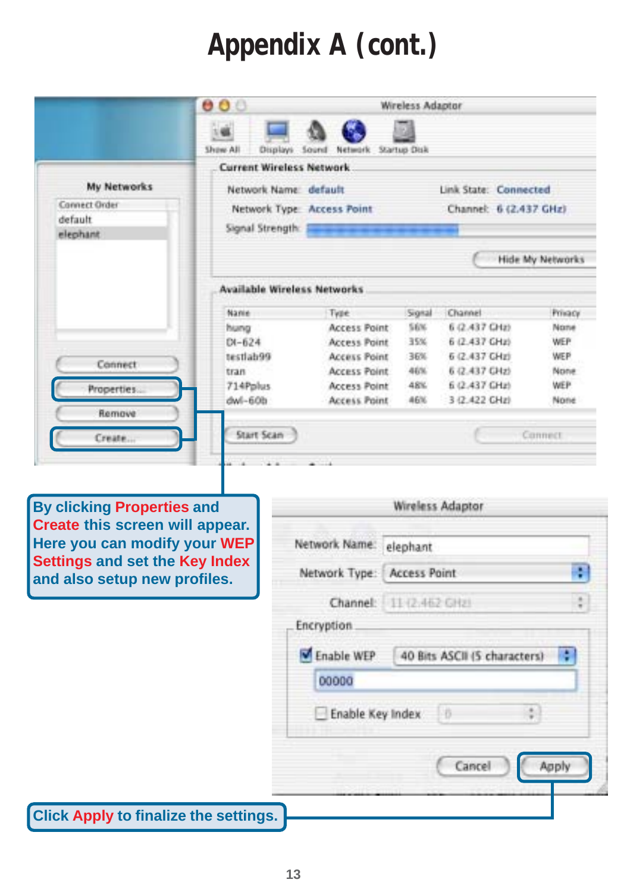# Appendix A (cont.)

Wireless Adaptor

Show All | Displays | Sound | Network | Startup Disk

**My Networks**

Connect Order
default
elephant

Connect
Properties...
Remove
Create...

**Current Wireless Network**

Network Name: default — Link State: Connected
Network Type: Access Point — Channel: 6 (2.437 GHz)
Signal Strength:

Hide My Networks

**Available Wireless Networks**

| Name | Type | Signal | Channel | Privacy |
|---|---|---|---|---|
| hung | Access Point | 56% | 6 (2.437 GHz) | None |
| DI-624 | Access Point | 35% | 6 (2.437 GHz) | WEP |
| testlab99 | Access Point | 36% | 6 (2.437 GHz) | WEP |
| tran | Access Point | 46% | 6 (2.437 GHz) | None |
| 714Pplus | Access Point | 48% | 6 (2.437 GHz) | WEP |
| dwl-60b | Access Point | 46% | 3 (2.422 GHz) | None |

Start Scan — Connect

By clicking **Properties** and **Create** this screen will appear. Here you can modify your **WEP Settings** and set the **Key Index** and also setup new profiles.

Wireless Adaptor

Network Name: elephant
Network Type: Access Point
Channel: 11 (2.462 GHz)

Encryption

☑ Enable WEP — 40 Bits ASCII (5 characters)
00000
☐ Enable Key Index — 0

Cancel — Apply

Click **Apply** to finalize the settings.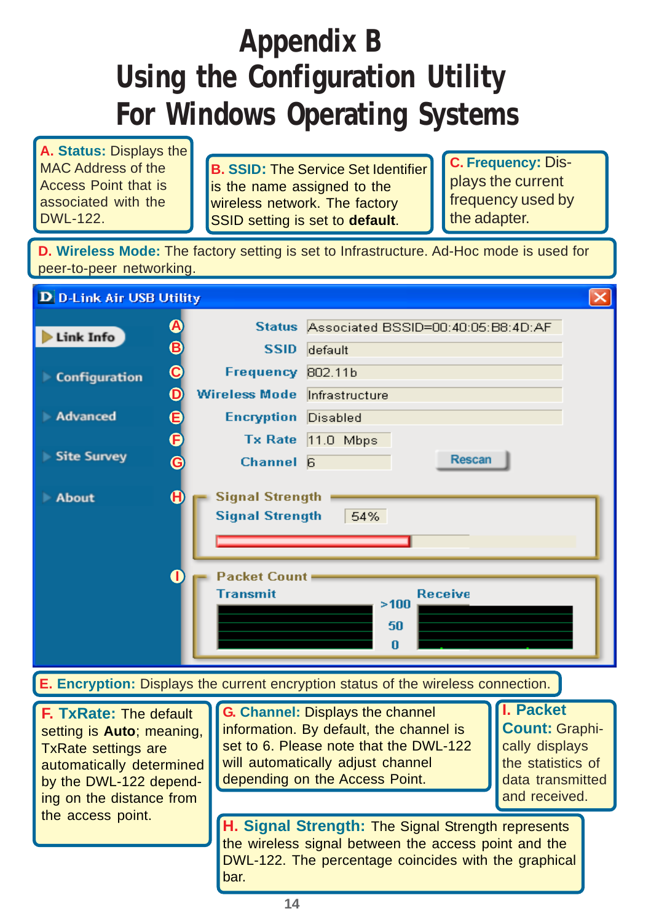# Appendix B
# Using the Configuration Utility For Windows Operating Systems

**A. Status:** Displays the MAC Address of the Access Point that is associated with the DWL-122.

**B. SSID:** The Service Set Identifier is the name assigned to the wireless network. The factory SSID setting is set to **default**.

**C. Frequency:** Displays the current frequency used by the adapter.

**D. Wireless Mode:** The factory setting is set to Infrastructure. Ad-Hoc mode is used for peer-to-peer networking.

D-Link Air USB Utility

- Link Info
- Configuration
- Advanced
- Site Survey
- About

| | | |
|---|---|---|
| A | Status | Associated BSSID=00:40:05:B8:4D:AF |
| B | SSID | default |
| C | Frequency | 802.11b |
| D | Wireless Mode | Infrastructure |
| E | Encryption | Disabled |
| F | Tx Rate | 11.0 Mbps |
| G | Channel | 6 |

Rescan

H — Signal Strength: Signal Strength 54%

I — Packet Count: Transmit / Receive (>100, 50, 0)

**E. Encryption:** Displays the current encryption status of the wireless connection.

**F. TxRate:** The default setting is **Auto**; meaning, TxRate settings are automatically determined by the DWL-122 depending on the distance from the access point.

**G. Channel:** Displays the channel information. By default, the channel is set to 6. Please note that the DWL-122 will automatically adjust channel depending on the Access Point.

**I. Packet Count:** Graphically displays the statistics of data transmitted and received.

**H. Signal Strength:** The Signal Strength represents the wireless signal between the access point and the DWL-122. The percentage coincides with the graphical bar.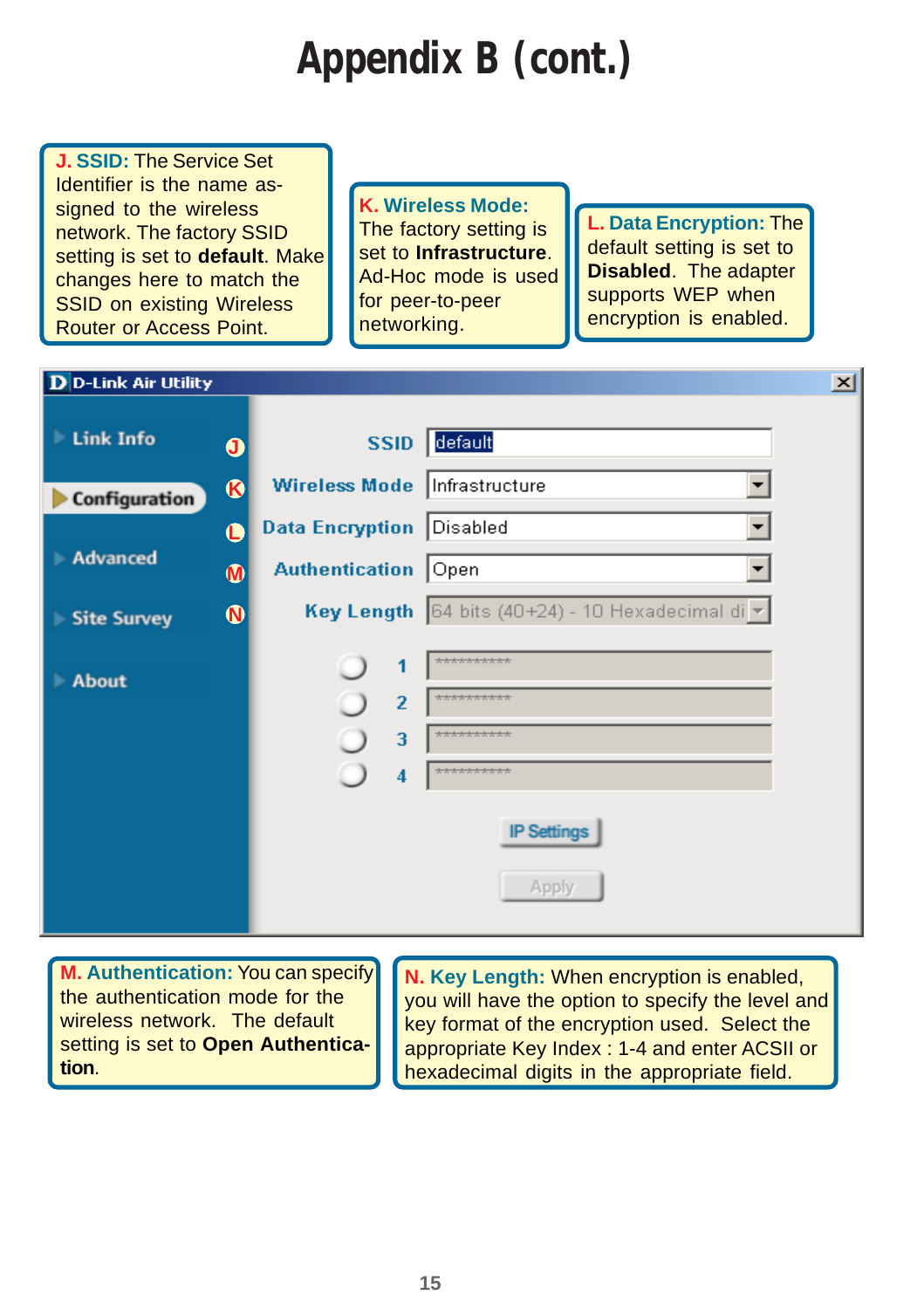# Appendix B (cont.)

**J. SSID:** The Service Set Identifier is the name assigned to the wireless network. The factory SSID setting is set to **default**. Make changes here to match the SSID on existing Wireless Router or Access Point.

**K. Wireless Mode:** The factory setting is set to **Infrastructure**. Ad-Hoc mode is used for peer-to-peer networking.

**L. Data Encryption:** The default setting is set to **Disabled**. The adapter supports WEP when encryption is enabled.

D-Link Air Utility

- Link Info
- Configuration
- Advanced
- Site Survey
- About

| | |
|---|---|
| SSID | default |
| Wireless Mode | Infrastructure |
| Data Encryption | Disabled |
| Authentication | Open |
| Key Length | 64 bits (40+24) - 10 Hexadecimal di |

1 ***********
2 ***********
3 ***********
4 ***********

IP Settings

Apply

**M. Authentication:** You can specify the authentication mode for the wireless network. The default setting is set to **Open Authentication**.

**N. Key Length:** When encryption is enabled, you will have the option to specify the level and key format of the encryption used. Select the appropriate Key Index : 1-4 and enter ACSII or hexadecimal digits in the appropriate field.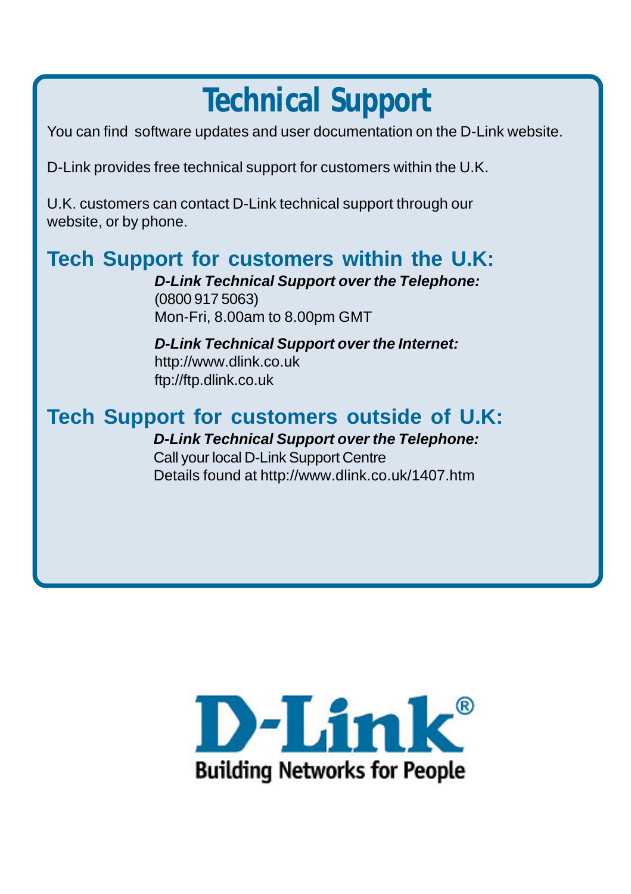# Technical Support

You can find software updates and user documentation on the D-Link website.

D-Link provides free technical support for customers within the U.K.

U.K. customers can contact D-Link technical support through our website, or by phone.

## Tech Support for customers within the U.K:

***D-Link Technical Support over the Telephone:***
(0800 917 5063)
Mon-Fri, 8.00am to 8.00pm GMT

***D-Link Technical Support over the Internet:***
http://www.dlink.co.uk
ftp://ftp.dlink.co.uk

## Tech Support for customers outside of U.K:

***D-Link Technical Support over the Telephone:***
Call your local D-Link Support Centre
Details found at http://www.dlink.co.uk/1407.htm

D-Link®
Building Networks for People